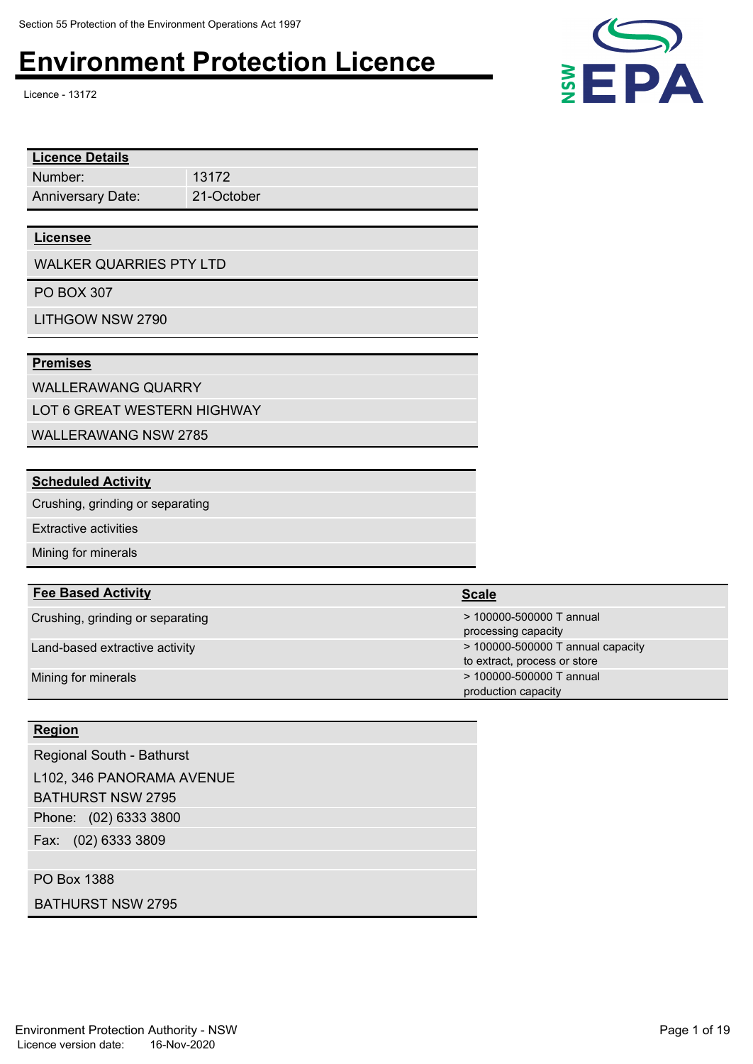Section 55 Protection of the Environment Operations Act 1997

# Environment Protection Licence

Licence - 13172

| Licence Details | |
|---|---|
| Number: | 13172 |
| Anniversary Date: | 21-October |

**Licensee**

WALKER QUARRIES PTY LTD

PO BOX 307

LITHGOW NSW 2790

**Premises**

WALLERAWANG QUARRY

LOT 6 GREAT WESTERN HIGHWAY

WALLERAWANG NSW 2785

**Scheduled Activity**

Crushing, grinding or separating

Extractive activities

Mining for minerals

| Fee Based Activity | Scale |
|---|---|
| Crushing, grinding or separating | > 100000-500000 T annual processing capacity |
| Land-based extractive activity | > 100000-500000 T annual capacity to extract, process or store |
| Mining for minerals | > 100000-500000 T annual production capacity |

**Region**

Regional South - Bathurst

L102, 346 PANORAMA AVENUE

BATHURST NSW 2795

Phone: (02) 6333 3800

Fax: (02) 6333 3809

PO Box 1388

BATHURST NSW 2795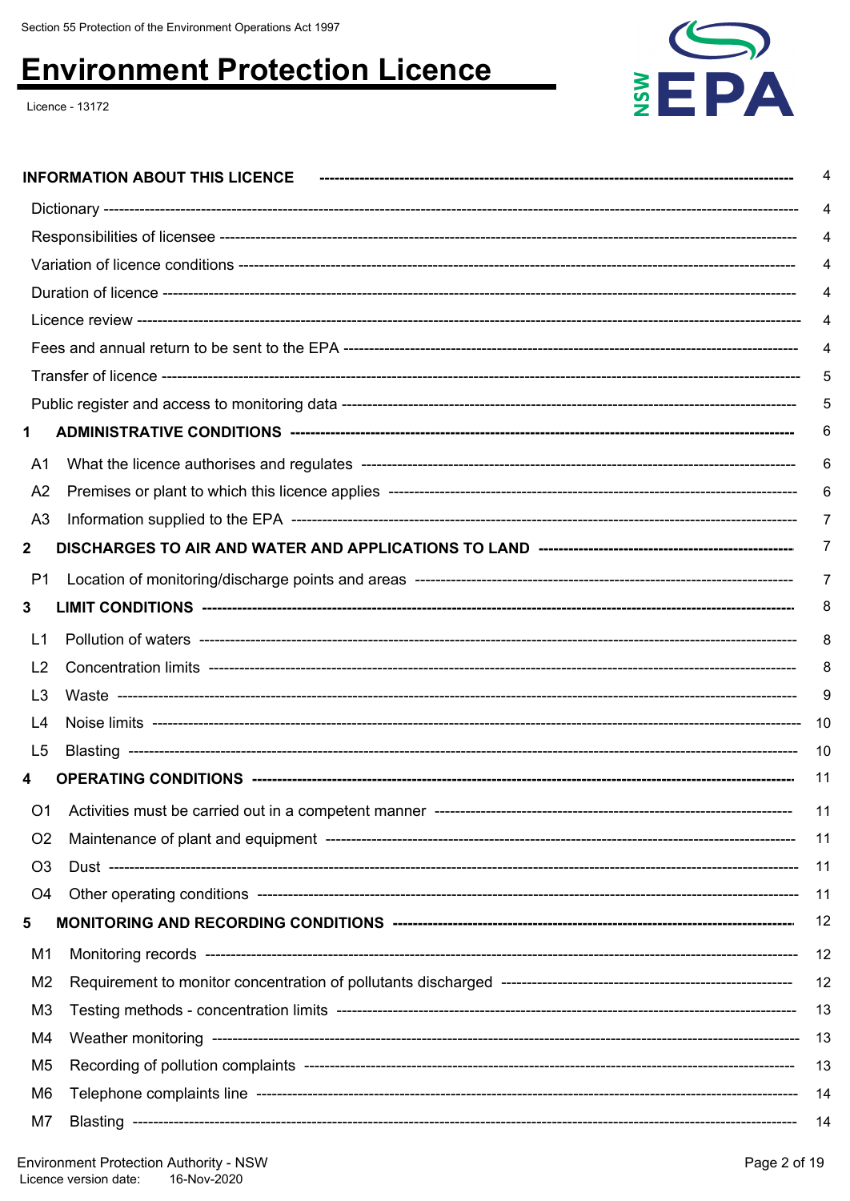| | |
|---|---|
| **INFORMATION ABOUT THIS LICENCE** | 4 |
| Dictionary | 4 |
| Responsibilities of licensee | 4 |
| Variation of licence conditions | 4 |
| Duration of licence | 4 |
| Licence review | 4 |
| Fees and annual return to be sent to the EPA | 4 |
| Transfer of licence | 5 |
| Public register and access to monitoring data | 5 |
| **1 ADMINISTRATIVE CONDITIONS** | 6 |
| A1 What the licence authorises and regulates | 6 |
| A2 Premises or plant to which this licence applies | 6 |
| A3 Information supplied to the EPA | 7 |
| **2 DISCHARGES TO AIR AND WATER AND APPLICATIONS TO LAND** | 7 |
| P1 Location of monitoring/discharge points and areas | 7 |
| **3 LIMIT CONDITIONS** | 8 |
| L1 Pollution of waters | 8 |
| L2 Concentration limits | 8 |
| L3 Waste | 9 |
| L4 Noise limits | 10 |
| L5 Blasting | 10 |
| **4 OPERATING CONDITIONS** | 11 |
| O1 Activities must be carried out in a competent manner | 11 |
| O2 Maintenance of plant and equipment | 11 |
| O3 Dust | 11 |
| O4 Other operating conditions | 11 |
| **5 MONITORING AND RECORDING CONDITIONS** | 12 |
| M1 Monitoring records | 12 |
| M2 Requirement to monitor concentration of pollutants discharged | 12 |
| M3 Testing methods - concentration limits | 13 |
| M4 Weather monitoring | 13 |
| M5 Recording of pollution complaints | 13 |
| M6 Telephone complaints line | 14 |
| M7 Blasting | 14 |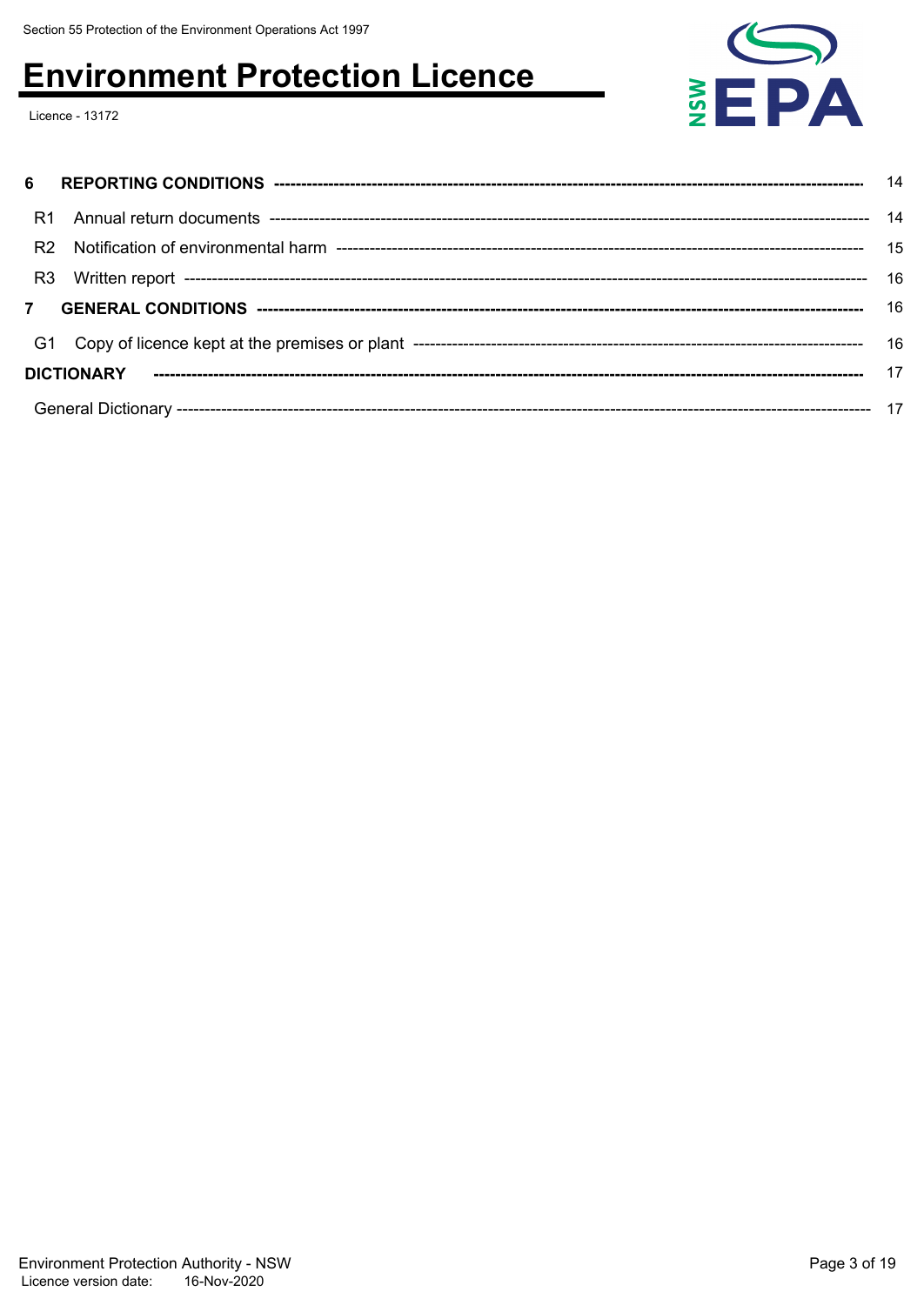| | | |
|---|---|---|
| **6** | **REPORTING CONDITIONS** | 14 |
| R1 | Annual return documents | 14 |
| R2 | Notification of environmental harm | 15 |
| R3 | Written report | 16 |
| **7** | **GENERAL CONDITIONS** | 16 |
| G1 | Copy of licence kept at the premises or plant | 16 |
| **DICTIONARY** | | 17 |
| General Dictionary | | 17 |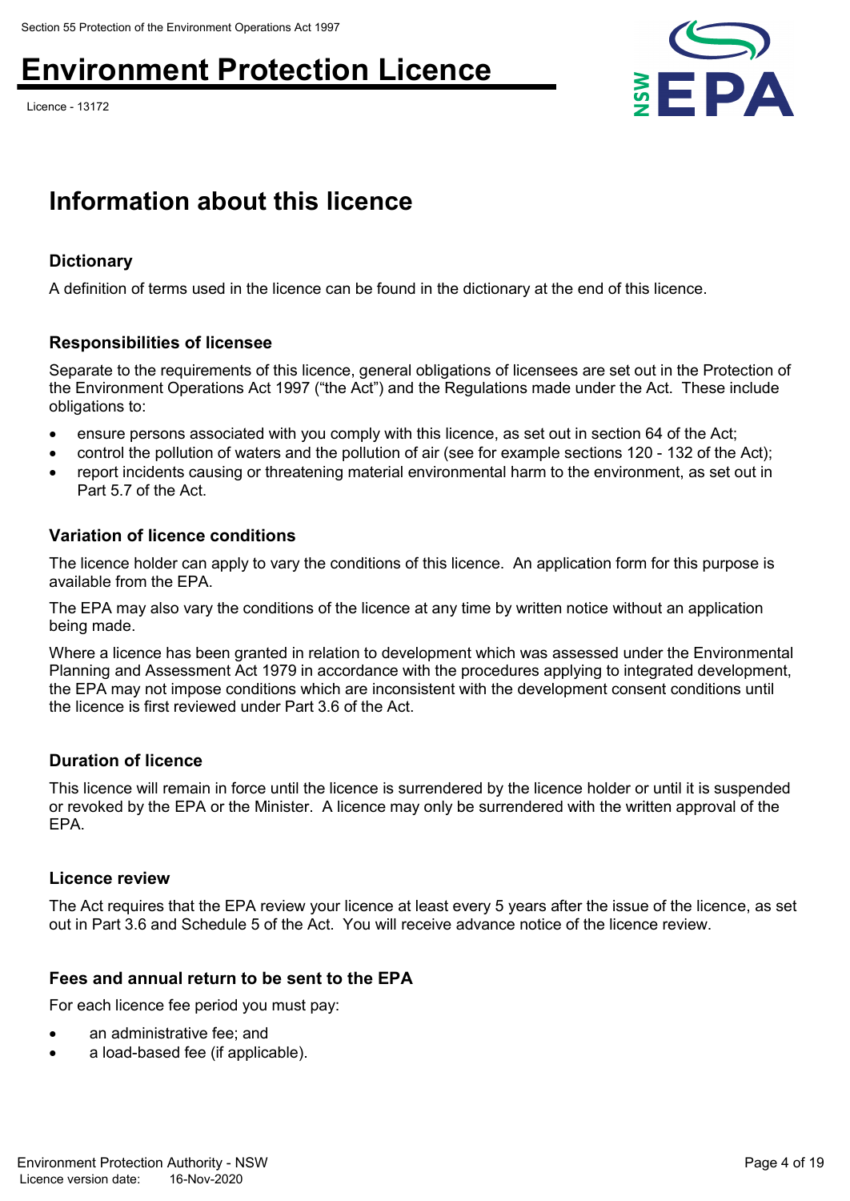# Information about this licence

### Dictionary

A definition of terms used in the licence can be found in the dictionary at the end of this licence.

### Responsibilities of licensee

Separate to the requirements of this licence, general obligations of licensees are set out in the Protection of the Environment Operations Act 1997 ("the Act") and the Regulations made under the Act. These include obligations to:

- ensure persons associated with you comply with this licence, as set out in section 64 of the Act;
- control the pollution of waters and the pollution of air (see for example sections 120 - 132 of the Act);
- report incidents causing or threatening material environmental harm to the environment, as set out in Part 5.7 of the Act.

### Variation of licence conditions

The licence holder can apply to vary the conditions of this licence. An application form for this purpose is available from the EPA.

The EPA may also vary the conditions of the licence at any time by written notice without an application being made.

Where a licence has been granted in relation to development which was assessed under the Environmental Planning and Assessment Act 1979 in accordance with the procedures applying to integrated development, the EPA may not impose conditions which are inconsistent with the development consent conditions until the licence is first reviewed under Part 3.6 of the Act.

### Duration of licence

This licence will remain in force until the licence is surrendered by the licence holder or until it is suspended or revoked by the EPA or the Minister. A licence may only be surrendered with the written approval of the EPA.

### Licence review

The Act requires that the EPA review your licence at least every 5 years after the issue of the licence, as set out in Part 3.6 and Schedule 5 of the Act. You will receive advance notice of the licence review.

### Fees and annual return to be sent to the EPA

For each licence fee period you must pay:

- an administrative fee; and
- a load-based fee (if applicable).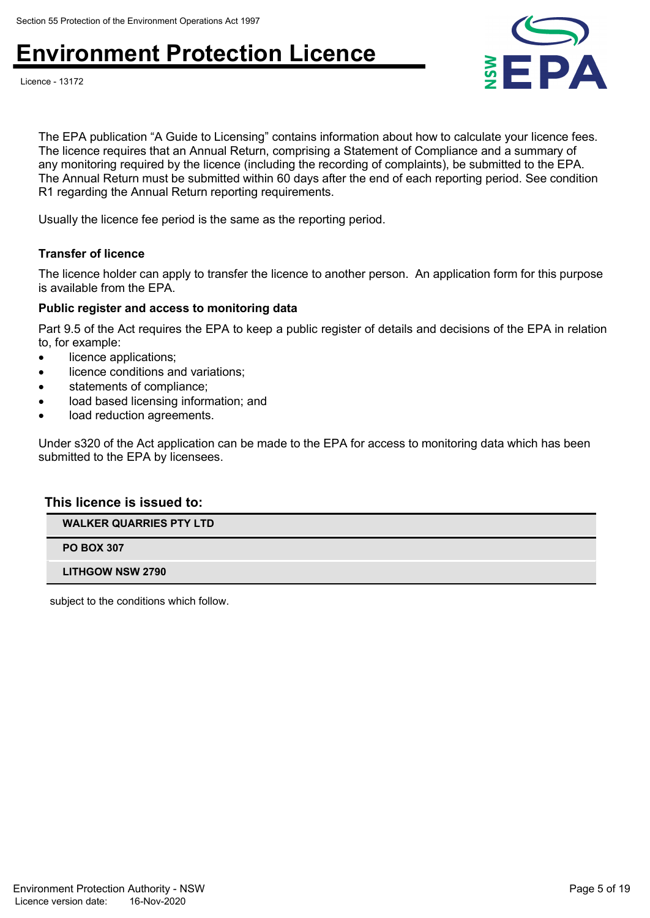The EPA publication "A Guide to Licensing" contains information about how to calculate your licence fees. The licence requires that an Annual Return, comprising a Statement of Compliance and a summary of any monitoring required by the licence (including the recording of complaints), be submitted to the EPA. The Annual Return must be submitted within 60 days after the end of each reporting period. See condition R1 regarding the Annual Return reporting requirements.

Usually the licence fee period is the same as the reporting period.

### Transfer of licence

The licence holder can apply to transfer the licence to another person. An application form for this purpose is available from the EPA.

### Public register and access to monitoring data

Part 9.5 of the Act requires the EPA to keep a public register of details and decisions of the EPA in relation to, for example:

- licence applications;
- licence conditions and variations;
- statements of compliance;
- load based licensing information; and
- load reduction agreements.

Under s320 of the Act application can be made to the EPA for access to monitoring data which has been submitted to the EPA by licensees.

### This licence is issued to:

| |
|---|
| **WALKER QUARRIES PTY LTD** |
| **PO BOX 307** |
| **LITHGOW NSW 2790** |

subject to the conditions which follow.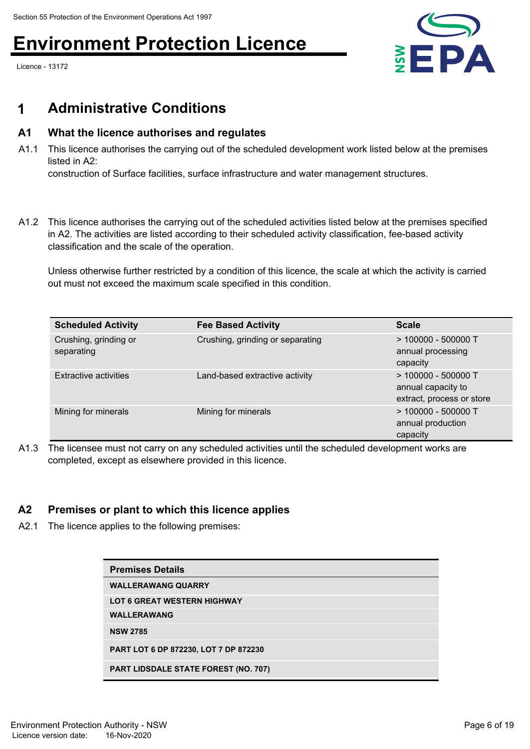# 1 Administrative Conditions

## A1 What the licence authorises and regulates

A1.1 This licence authorises the carrying out of the scheduled development work listed below at the premises listed in A2:
construction of Surface facilities, surface infrastructure and water management structures.

A1.2 This licence authorises the carrying out of the scheduled activities listed below at the premises specified in A2. The activities are listed according to their scheduled activity classification, fee-based activity classification and the scale of the operation.

Unless otherwise further restricted by a condition of this licence, the scale at which the activity is carried out must not exceed the maximum scale specified in this condition.

| Scheduled Activity | Fee Based Activity | Scale |
|---|---|---|
| Crushing, grinding or separating | Crushing, grinding or separating | > 100000 - 500000 T annual processing capacity |
| Extractive activities | Land-based extractive activity | > 100000 - 500000 T annual capacity to extract, process or store |
| Mining for minerals | Mining for minerals | > 100000 - 500000 T annual production capacity |

A1.3 The licensee must not carry on any scheduled activities until the scheduled development works are completed, except as elsewhere provided in this licence.

## A2 Premises or plant to which this licence applies

A2.1 The licence applies to the following premises:

| Premises Details |
|---|
| WALLERAWANG QUARRY |
| LOT 6 GREAT WESTERN HIGHWAY |
| WALLERAWANG |
| NSW 2785 |
| PART LOT 6 DP 872230, LOT 7 DP 872230 |
| PART LIDSDALE STATE FOREST (NO. 707) |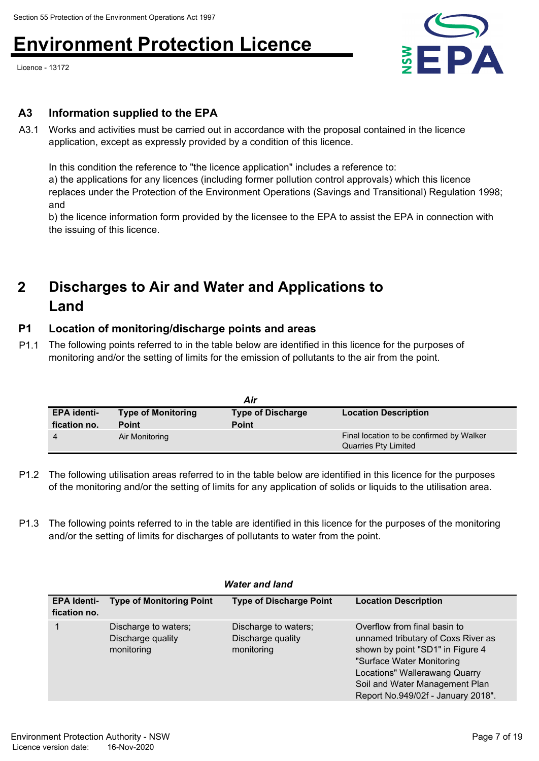## A3 Information supplied to the EPA

A3.1 Works and activities must be carried out in accordance with the proposal contained in the licence application, except as expressly provided by a condition of this licence.

In this condition the reference to "the licence application" includes a reference to:
a) the applications for any licences (including former pollution control approvals) which this licence replaces under the Protection of the Environment Operations (Savings and Transitional) Regulation 1998; and
b) the licence information form provided by the licensee to the EPA to assist the EPA in connection with the issuing of this licence.

# 2 Discharges to Air and Water and Applications to Land

## P1 Location of monitoring/discharge points and areas

P1.1 The following points referred to in the table below are identified in this licence for the purposes of monitoring and/or the setting of limits for the emission of pollutants to the air from the point.

*Air*

| EPA identi-fication no. | Type of Monitoring Point | Type of Discharge Point | Location Description |
|---|---|---|---|
| 4 | Air Monitoring | | Final location to be confirmed by Walker Quarries Pty Limited |

P1.2 The following utilisation areas referred to in the table below are identified in this licence for the purposes of the monitoring and/or the setting of limits for any application of solids or liquids to the utilisation area.

P1.3 The following points referred to in the table are identified in this licence for the purposes of the monitoring and/or the setting of limits for discharges of pollutants to water from the point.

*Water and land*

| EPA Identi-fication no. | Type of Monitoring Point | Type of Discharge Point | Location Description |
|---|---|---|---|
| 1 | Discharge to waters; Discharge quality monitoring | Discharge to waters; Discharge quality monitoring | Overflow from final basin to unnamed tributary of Coxs River as shown by point "SD1" in Figure 4 "Surface Water Monitoring Locations" Wallerawang Quarry Soil and Water Management Plan Report No.949/02f - January 2018". |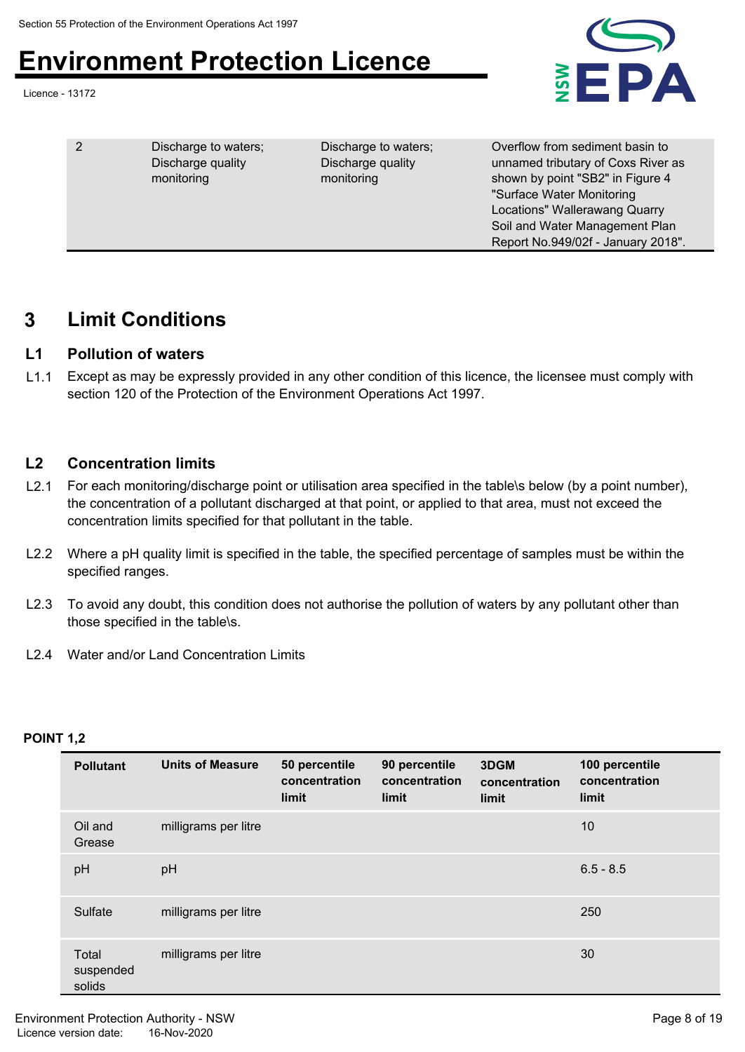| | | | |
|---|---|---|---|
| 2 | Discharge to waters; Discharge quality monitoring | Discharge to waters; Discharge quality monitoring | Overflow from sediment basin to unnamed tributary of Coxs River as shown by point "SB2" in Figure 4 "Surface Water Monitoring Locations" Wallerawang Quarry Soil and Water Management Plan Report No.949/02f - January 2018". |

## 3 Limit Conditions

### L1 Pollution of waters

L1.1 Except as may be expressly provided in any other condition of this licence, the licensee must comply with section 120 of the Protection of the Environment Operations Act 1997.

### L2 Concentration limits

L2.1 For each monitoring/discharge point or utilisation area specified in the table\s below (by a point number), the concentration of a pollutant discharged at that point, or applied to that area, must not exceed the concentration limits specified for that pollutant in the table.

L2.2 Where a pH quality limit is specified in the table, the specified percentage of samples must be within the specified ranges.

L2.3 To avoid any doubt, this condition does not authorise the pollution of waters by any pollutant other than those specified in the table\s.

L2.4 Water and/or Land Concentration Limits

**POINT 1,2**

| Pollutant | Units of Measure | 50 percentile concentration limit | 90 percentile concentration limit | 3DGM concentration limit | 100 percentile concentration limit |
|---|---|---|---|---|---|
| Oil and Grease | milligrams per litre | | | | 10 |
| pH | pH | | | | 6.5 - 8.5 |
| Sulfate | milligrams per litre | | | | 250 |
| Total suspended solids | milligrams per litre | | | | 30 |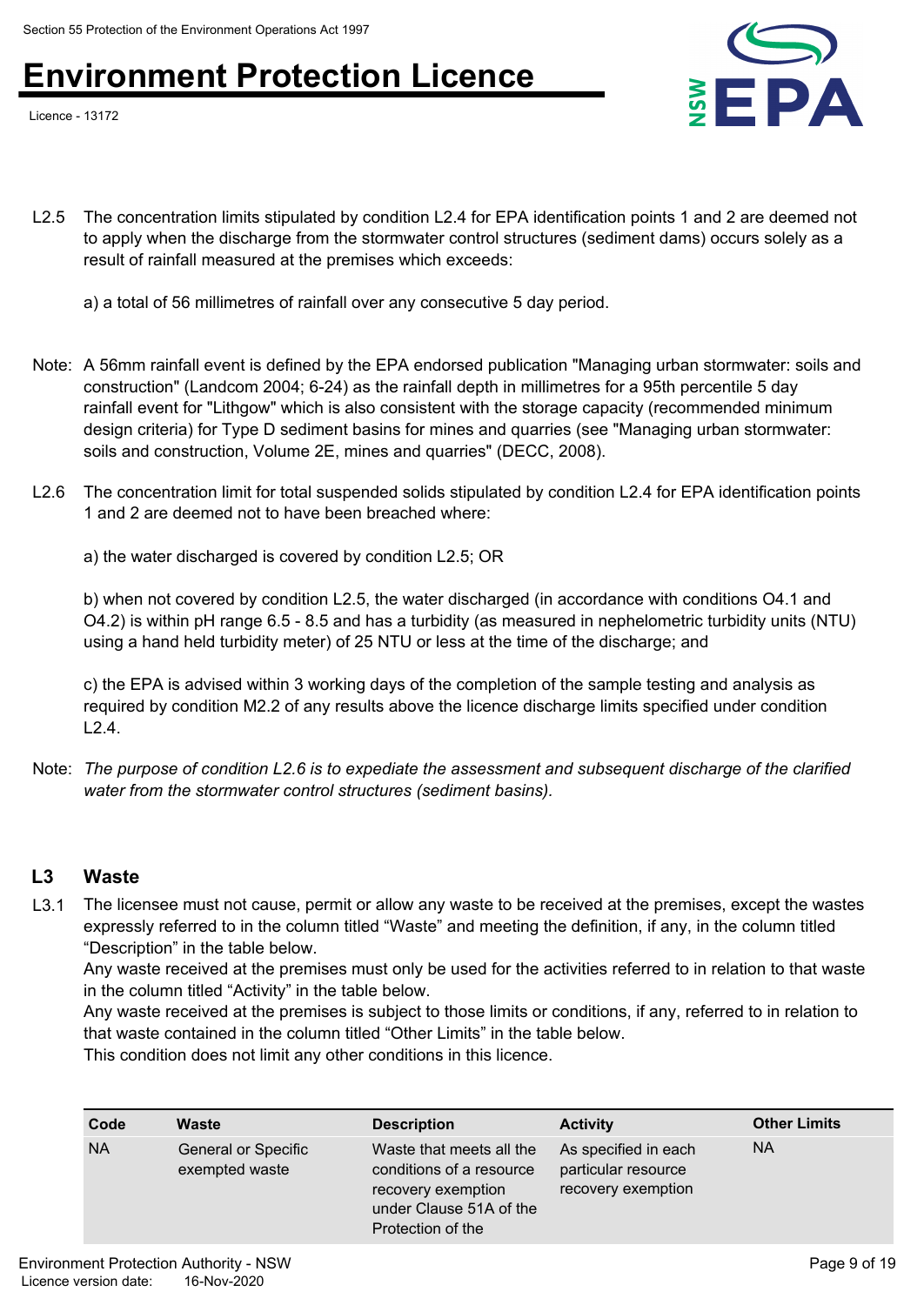L2.5 The concentration limits stipulated by condition L2.4 for EPA identification points 1 and 2 are deemed not to apply when the discharge from the stormwater control structures (sediment dams) occurs solely as a result of rainfall measured at the premises which exceeds:

a) a total of 56 millimetres of rainfall over any consecutive 5 day period.

Note: A 56mm rainfall event is defined by the EPA endorsed publication "Managing urban stormwater: soils and construction" (Landcom 2004; 6-24) as the rainfall depth in millimetres for a 95th percentile 5 day rainfall event for "Lithgow" which is also consistent with the storage capacity (recommended minimum design criteria) for Type D sediment basins for mines and quarries (see "Managing urban stormwater: soils and construction, Volume 2E, mines and quarries" (DECC, 2008).

L2.6 The concentration limit for total suspended solids stipulated by condition L2.4 for EPA identification points 1 and 2 are deemed not to have been breached where:

a) the water discharged is covered by condition L2.5; OR

b) when not covered by condition L2.5, the water discharged (in accordance with conditions O4.1 and O4.2) is within pH range 6.5 - 8.5 and has a turbidity (as measured in nephelometric turbidity units (NTU) using a hand held turbidity meter) of 25 NTU or less at the time of the discharge; and

c) the EPA is advised within 3 working days of the completion of the sample testing and analysis as required by condition M2.2 of any results above the licence discharge limits specified under condition L2.4.

Note: *The purpose of condition L2.6 is to expediate the assessment and subsequent discharge of the clarified water from the stormwater control structures (sediment basins).*

## L3 Waste

L3.1 The licensee must not cause, permit or allow any waste to be received at the premises, except the wastes expressly referred to in the column titled "Waste" and meeting the definition, if any, in the column titled "Description" in the table below.
Any waste received at the premises must only be used for the activities referred to in relation to that waste in the column titled "Activity" in the table below.
Any waste received at the premises is subject to those limits or conditions, if any, referred to in relation to that waste contained in the column titled "Other Limits" in the table below.
This condition does not limit any other conditions in this licence.

| Code | Waste | Description | Activity | Other Limits |
|---|---|---|---|---|
| NA | General or Specific exempted waste | Waste that meets all the conditions of a resource recovery exemption under Clause 51A of the Protection of the | As specified in each particular resource recovery exemption | NA |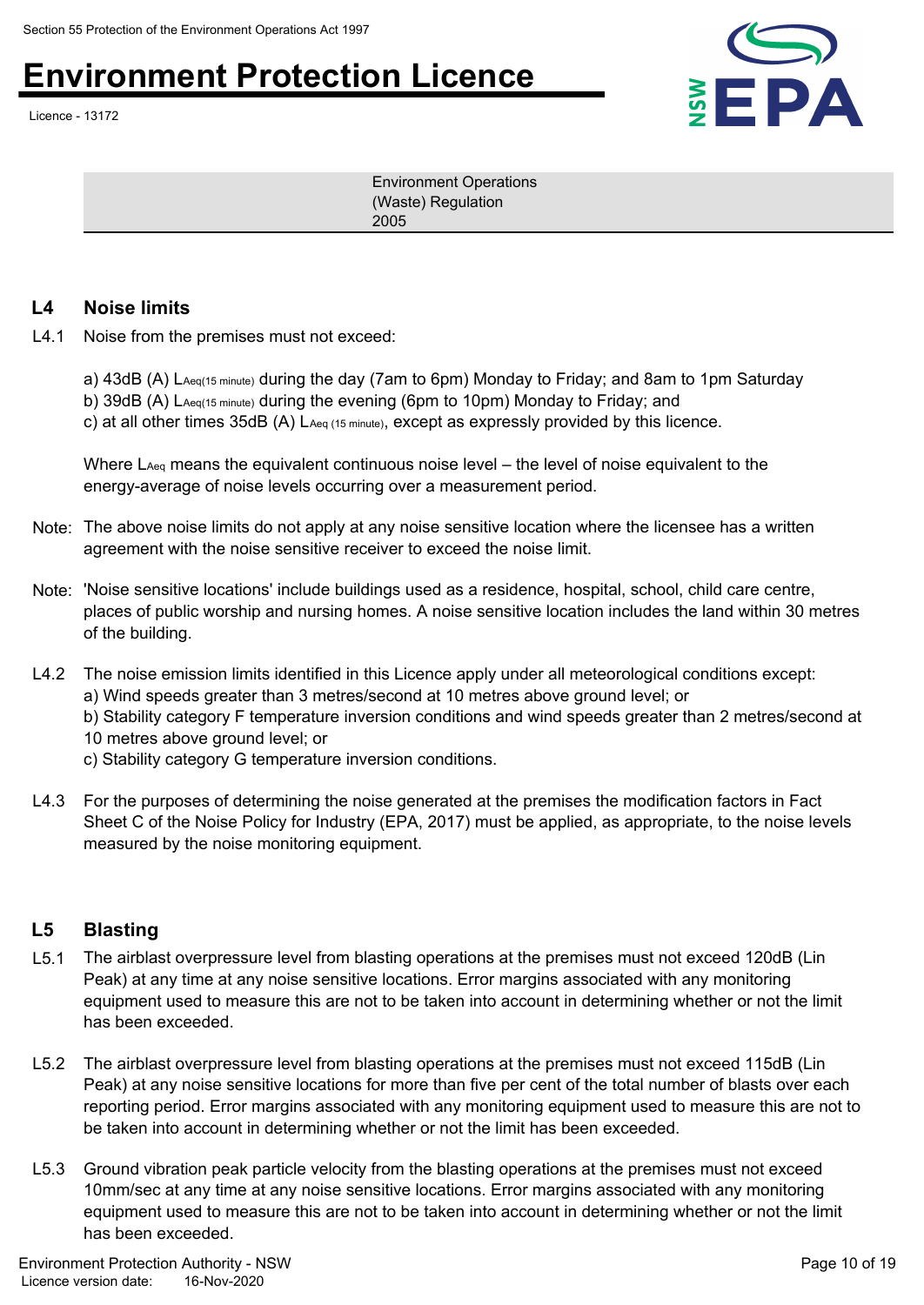| | |
|---|---|
| | Environment Operations (Waste) Regulation 2005 |

## L4 Noise limits

L4.1 Noise from the premises must not exceed:

a) 43dB (A) $L_{Aeq(15\ minute)}$ during the day (7am to 6pm) Monday to Friday; and 8am to 1pm Saturday
b) 39dB (A) $L_{Aeq(15\ minute)}$ during the evening (6pm to 10pm) Monday to Friday; and
c) at all other times 35dB (A) $L_{Aeq\ (15\ minute)}$, except as expressly provided by this licence.

Where $L_{Aeq}$ means the equivalent continuous noise level – the level of noise equivalent to the energy-average of noise levels occurring over a measurement period.

Note: The above noise limits do not apply at any noise sensitive location where the licensee has a written agreement with the noise sensitive receiver to exceed the noise limit.

Note: 'Noise sensitive locations' include buildings used as a residence, hospital, school, child care centre, places of public worship and nursing homes. A noise sensitive location includes the land within 30 metres of the building.

L4.2 The noise emission limits identified in this Licence apply under all meteorological conditions except:
a) Wind speeds greater than 3 metres/second at 10 metres above ground level; or
b) Stability category F temperature inversion conditions and wind speeds greater than 2 metres/second at 10 metres above ground level; or
c) Stability category G temperature inversion conditions.

L4.3 For the purposes of determining the noise generated at the premises the modification factors in Fact Sheet C of the Noise Policy for Industry (EPA, 2017) must be applied, as appropriate, to the noise levels measured by the noise monitoring equipment.

## L5 Blasting

L5.1 The airblast overpressure level from blasting operations at the premises must not exceed 120dB (Lin Peak) at any time at any noise sensitive locations. Error margins associated with any monitoring equipment used to measure this are not to be taken into account in determining whether or not the limit has been exceeded.

L5.2 The airblast overpressure level from blasting operations at the premises must not exceed 115dB (Lin Peak) at any noise sensitive locations for more than five per cent of the total number of blasts over each reporting period. Error margins associated with any monitoring equipment used to measure this are not to be taken into account in determining whether or not the limit has been exceeded.

L5.3 Ground vibration peak particle velocity from the blasting operations at the premises must not exceed 10mm/sec at any time at any noise sensitive locations. Error margins associated with any monitoring equipment used to measure this are not to be taken into account in determining whether or not the limit has been exceeded.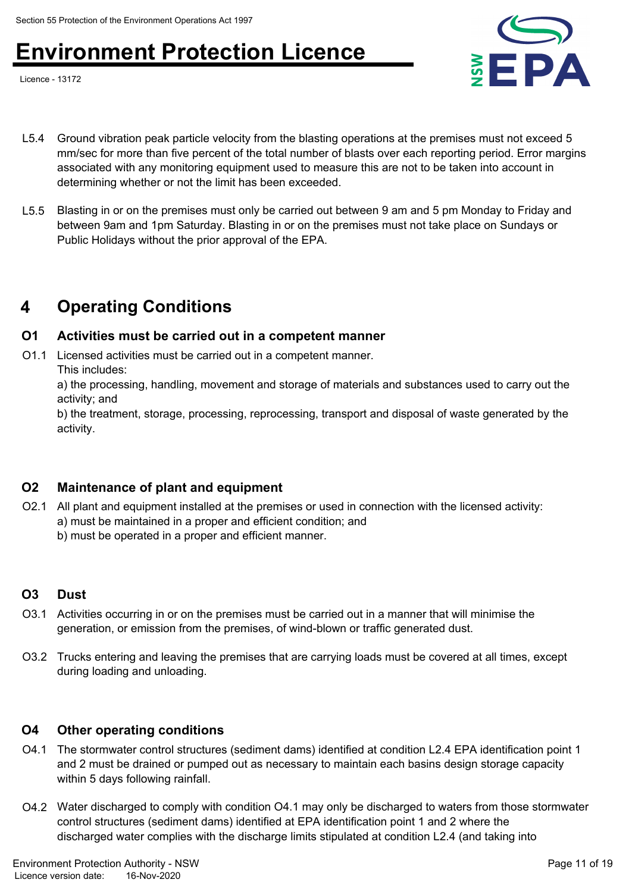L5.4 Ground vibration peak particle velocity from the blasting operations at the premises must not exceed 5 mm/sec for more than five percent of the total number of blasts over each reporting period. Error margins associated with any monitoring equipment used to measure this are not to be taken into account in determining whether or not the limit has been exceeded.

L5.5 Blasting in or on the premises must only be carried out between 9 am and 5 pm Monday to Friday and between 9am and 1pm Saturday. Blasting in or on the premises must not take place on Sundays or Public Holidays without the prior approval of the EPA.

# 4 Operating Conditions

## O1 Activities must be carried out in a competent manner

O1.1 Licensed activities must be carried out in a competent manner.
This includes:
a) the processing, handling, movement and storage of materials and substances used to carry out the activity; and
b) the treatment, storage, processing, reprocessing, transport and disposal of waste generated by the activity.

## O2 Maintenance of plant and equipment

O2.1 All plant and equipment installed at the premises or used in connection with the licensed activity:
a) must be maintained in a proper and efficient condition; and
b) must be operated in a proper and efficient manner.

## O3 Dust

O3.1 Activities occurring in or on the premises must be carried out in a manner that will minimise the generation, or emission from the premises, of wind-blown or traffic generated dust.

O3.2 Trucks entering and leaving the premises that are carrying loads must be covered at all times, except during loading and unloading.

## O4 Other operating conditions

O4.1 The stormwater control structures (sediment dams) identified at condition L2.4 EPA identification point 1 and 2 must be drained or pumped out as necessary to maintain each basins design storage capacity within 5 days following rainfall.

O4.2 Water discharged to comply with condition O4.1 may only be discharged to waters from those stormwater control structures (sediment dams) identified at EPA identification point 1 and 2 where the discharged water complies with the discharge limits stipulated at condition L2.4 (and taking into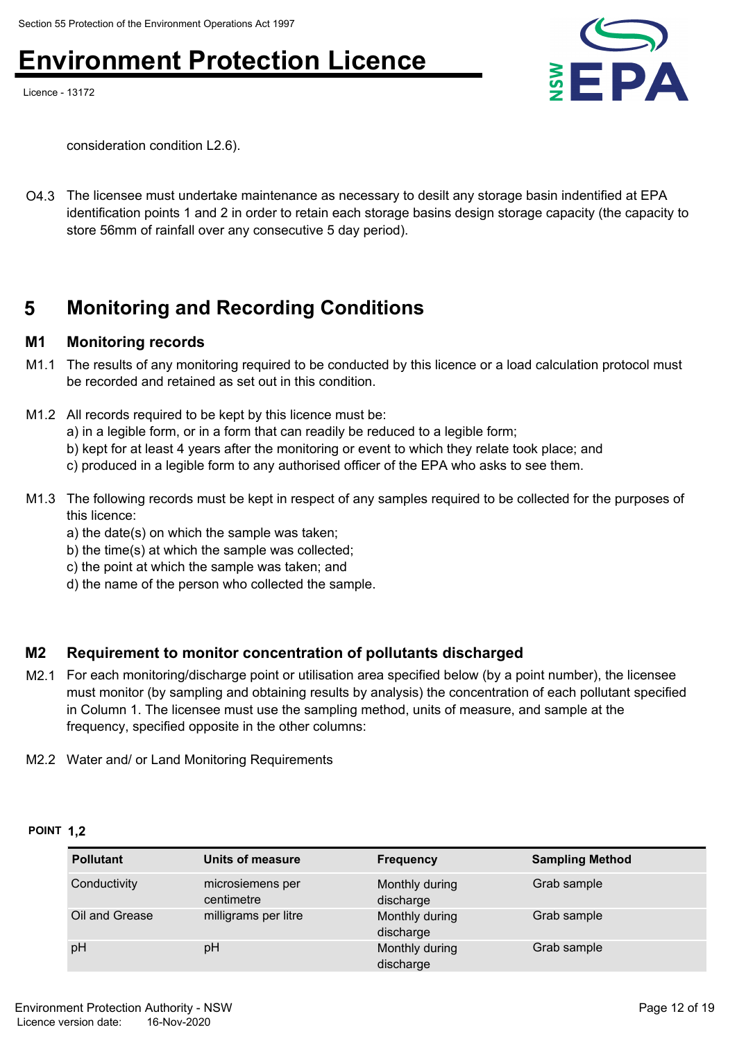consideration condition L2.6).

O4.3 The licensee must undertake maintenance as necessary to desilt any storage basin indentified at EPA identification points 1 and 2 in order to retain each storage basins design storage capacity (the capacity to store 56mm of rainfall over any consecutive 5 day period).

## 5 Monitoring and Recording Conditions

### M1 Monitoring records

M1.1 The results of any monitoring required to be conducted by this licence or a load calculation protocol must be recorded and retained as set out in this condition.

M1.2 All records required to be kept by this licence must be:
a) in a legible form, or in a form that can readily be reduced to a legible form;
b) kept for at least 4 years after the monitoring or event to which they relate took place; and
c) produced in a legible form to any authorised officer of the EPA who asks to see them.

M1.3 The following records must be kept in respect of any samples required to be collected for the purposes of this licence:
a) the date(s) on which the sample was taken;
b) the time(s) at which the sample was collected;
c) the point at which the sample was taken; and
d) the name of the person who collected the sample.

### M2 Requirement to monitor concentration of pollutants discharged

M2.1 For each monitoring/discharge point or utilisation area specified below (by a point number), the licensee must monitor (by sampling and obtaining results by analysis) the concentration of each pollutant specified in Column 1. The licensee must use the sampling method, units of measure, and sample at the frequency, specified opposite in the other columns:

M2.2 Water and/ or Land Monitoring Requirements

**POINT 1,2**

| Pollutant | Units of measure | Frequency | Sampling Method |
|---|---|---|---|
| Conductivity | microsiemens per centimetre | Monthly during discharge | Grab sample |
| Oil and Grease | milligrams per litre | Monthly during discharge | Grab sample |
| pH | pH | Monthly during discharge | Grab sample |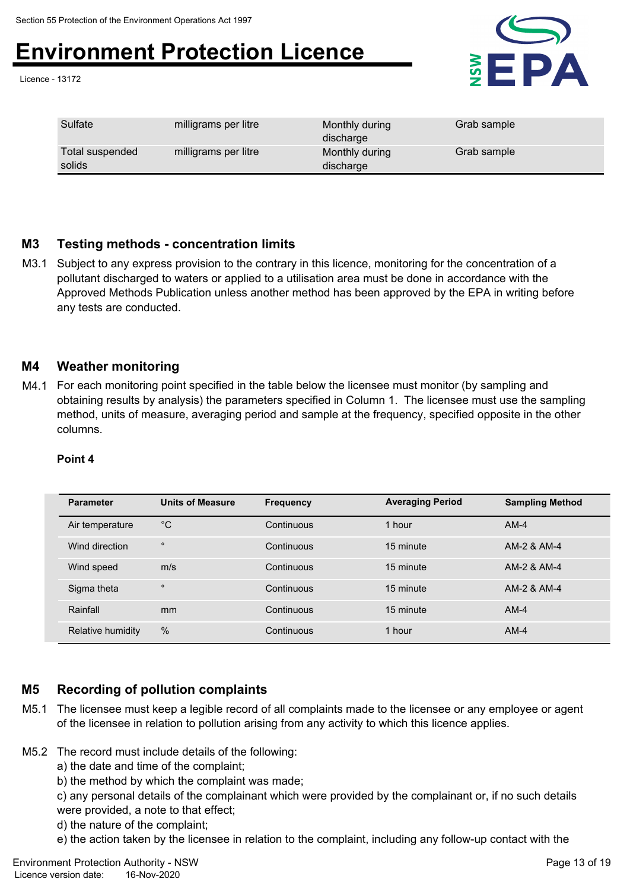| | | | |
|---|---|---|---|
| Sulfate | milligrams per litre | Monthly during discharge | Grab sample |
| Total suspended solids | milligrams per litre | Monthly during discharge | Grab sample |

## M3 Testing methods - concentration limits

M3.1 Subject to any express provision to the contrary in this licence, monitoring for the concentration of a pollutant discharged to waters or applied to a utilisation area must be done in accordance with the Approved Methods Publication unless another method has been approved by the EPA in writing before any tests are conducted.

## M4 Weather monitoring

M4.1 For each monitoring point specified in the table below the licensee must monitor (by sampling and obtaining results by analysis) the parameters specified in Column 1. The licensee must use the sampling method, units of measure, averaging period and sample at the frequency, specified opposite in the other columns.

**Point 4**

| Parameter | Units of Measure | Frequency | Averaging Period | Sampling Method |
|---|---|---|---|---|
| Air temperature | °C | Continuous | 1 hour | AM-4 |
| Wind direction | ° | Continuous | 15 minute | AM-2 & AM-4 |
| Wind speed | m/s | Continuous | 15 minute | AM-2 & AM-4 |
| Sigma theta | ° | Continuous | 15 minute | AM-2 & AM-4 |
| Rainfall | mm | Continuous | 15 minute | AM-4 |
| Relative humidity | % | Continuous | 1 hour | AM-4 |

## M5 Recording of pollution complaints

M5.1 The licensee must keep a legible record of all complaints made to the licensee or any employee or agent of the licensee in relation to pollution arising from any activity to which this licence applies.

M5.2 The record must include details of the following:
a) the date and time of the complaint;
b) the method by which the complaint was made;
c) any personal details of the complainant which were provided by the complainant or, if no such details were provided, a note to that effect;
d) the nature of the complaint;
e) the action taken by the licensee in relation to the complaint, including any follow-up contact with the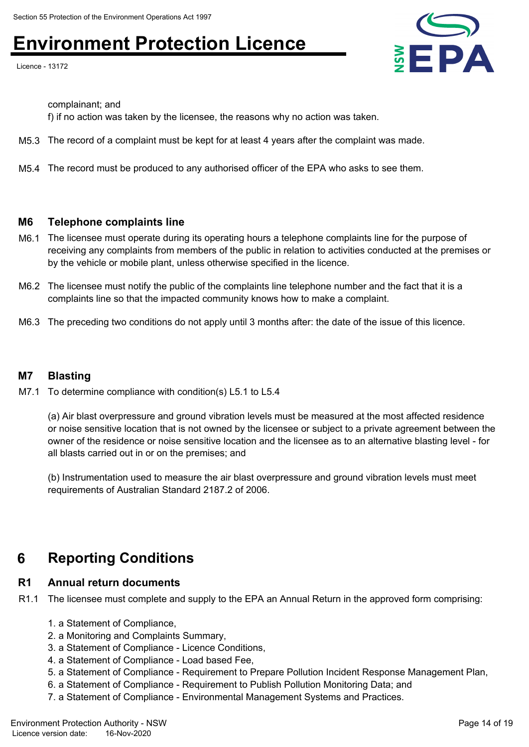complainant; and

f) if no action was taken by the licensee, the reasons why no action was taken.

M5.3 The record of a complaint must be kept for at least 4 years after the complaint was made.

M5.4 The record must be produced to any authorised officer of the EPA who asks to see them.

### M6 Telephone complaints line

M6.1 The licensee must operate during its operating hours a telephone complaints line for the purpose of receiving any complaints from members of the public in relation to activities conducted at the premises or by the vehicle or mobile plant, unless otherwise specified in the licence.

M6.2 The licensee must notify the public of the complaints line telephone number and the fact that it is a complaints line so that the impacted community knows how to make a complaint.

M6.3 The preceding two conditions do not apply until 3 months after: the date of the issue of this licence.

### M7 Blasting

M7.1 To determine compliance with condition(s) L5.1 to L5.4

(a) Air blast overpressure and ground vibration levels must be measured at the most affected residence or noise sensitive location that is not owned by the licensee or subject to a private agreement between the owner of the residence or noise sensitive location and the licensee as to an alternative blasting level - for all blasts carried out in or on the premises; and

(b) Instrumentation used to measure the air blast overpressure and ground vibration levels must meet requirements of Australian Standard 2187.2 of 2006.

## 6 Reporting Conditions

### R1 Annual return documents

R1.1 The licensee must complete and supply to the EPA an Annual Return in the approved form comprising:

1. a Statement of Compliance,
2. a Monitoring and Complaints Summary,
3. a Statement of Compliance - Licence Conditions,
4. a Statement of Compliance - Load based Fee,
5. a Statement of Compliance - Requirement to Prepare Pollution Incident Response Management Plan,
6. a Statement of Compliance - Requirement to Publish Pollution Monitoring Data; and
7. a Statement of Compliance - Environmental Management Systems and Practices.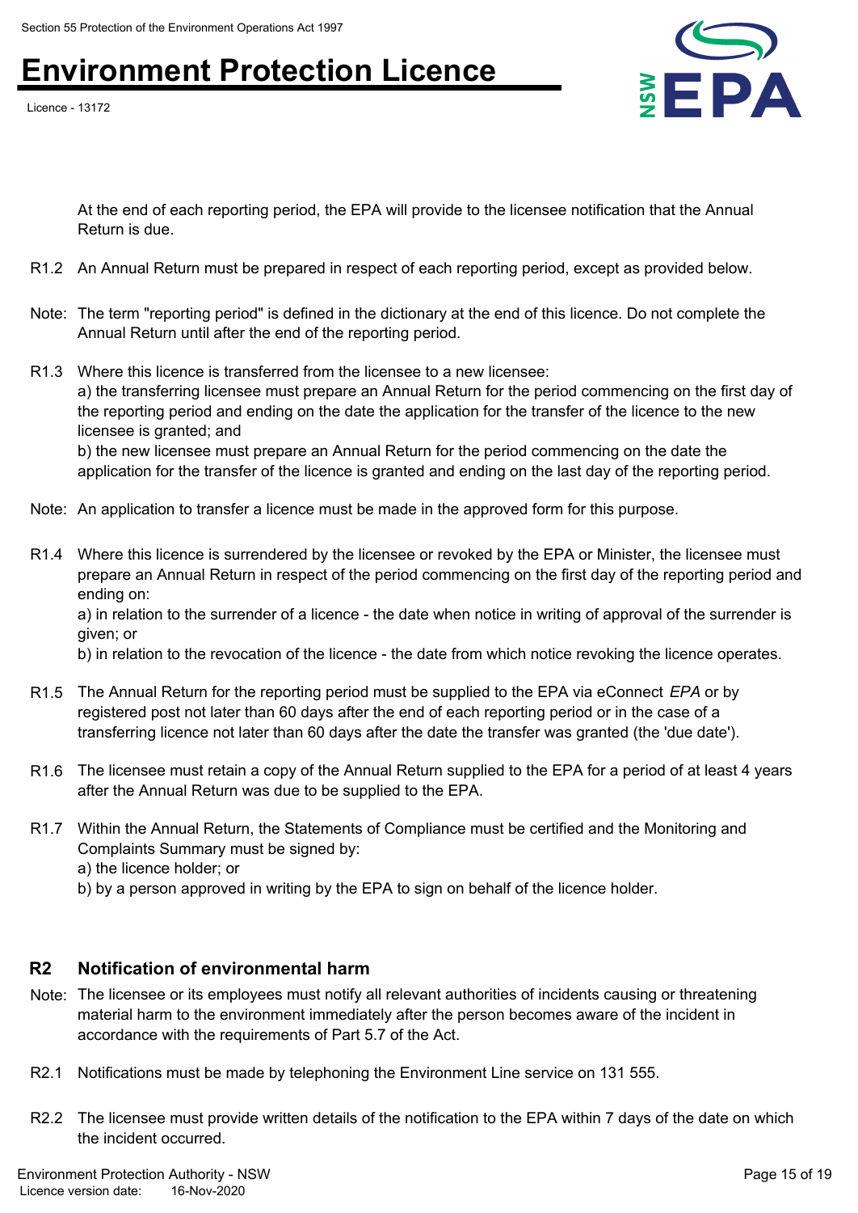At the end of each reporting period, the EPA will provide to the licensee notification that the Annual Return is due.

R1.2 An Annual Return must be prepared in respect of each reporting period, except as provided below.

Note: The term "reporting period" is defined in the dictionary at the end of this licence. Do not complete the Annual Return until after the end of the reporting period.

R1.3 Where this licence is transferred from the licensee to a new licensee:
a) the transferring licensee must prepare an Annual Return for the period commencing on the first day of the reporting period and ending on the date the application for the transfer of the licence to the new licensee is granted; and
b) the new licensee must prepare an Annual Return for the period commencing on the date the application for the transfer of the licence is granted and ending on the last day of the reporting period.

Note: An application to transfer a licence must be made in the approved form for this purpose.

R1.4 Where this licence is surrendered by the licensee or revoked by the EPA or Minister, the licensee must prepare an Annual Return in respect of the period commencing on the first day of the reporting period and ending on:
a) in relation to the surrender of a licence - the date when notice in writing of approval of the surrender is given; or
b) in relation to the revocation of the licence - the date from which notice revoking the licence operates.

R1.5 The Annual Return for the reporting period must be supplied to the EPA via eConnect *EPA* or by registered post not later than 60 days after the end of each reporting period or in the case of a transferring licence not later than 60 days after the date the transfer was granted (the 'due date').

R1.6 The licensee must retain a copy of the Annual Return supplied to the EPA for a period of at least 4 years after the Annual Return was due to be supplied to the EPA.

R1.7 Within the Annual Return, the Statements of Compliance must be certified and the Monitoring and Complaints Summary must be signed by:
a) the licence holder; or
b) by a person approved in writing by the EPA to sign on behalf of the licence holder.

## R2 Notification of environmental harm

Note: The licensee or its employees must notify all relevant authorities of incidents causing or threatening material harm to the environment immediately after the person becomes aware of the incident in accordance with the requirements of Part 5.7 of the Act.

R2.1 Notifications must be made by telephoning the Environment Line service on 131 555.

R2.2 The licensee must provide written details of the notification to the EPA within 7 days of the date on which the incident occurred.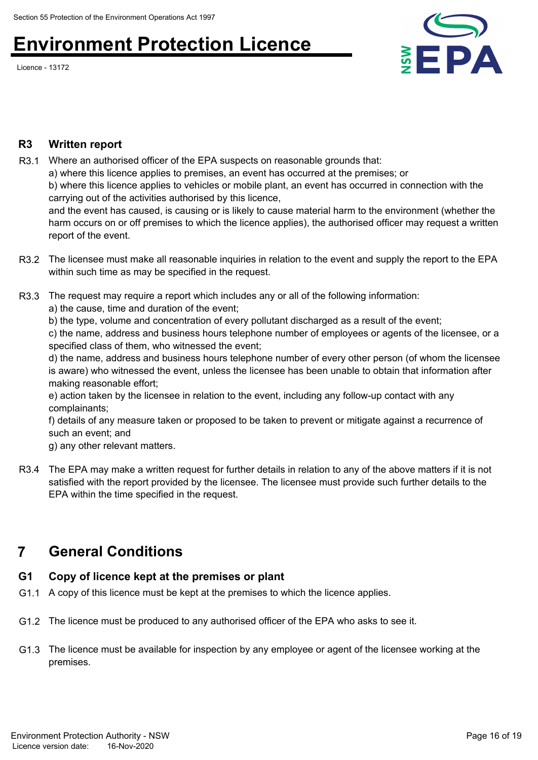### R3 Written report

R3.1 Where an authorised officer of the EPA suspects on reasonable grounds that:
a) where this licence applies to premises, an event has occurred at the premises; or
b) where this licence applies to vehicles or mobile plant, an event has occurred in connection with the carrying out of the activities authorised by this licence,
and the event has caused, is causing or is likely to cause material harm to the environment (whether the harm occurs on or off premises to which the licence applies), the authorised officer may request a written report of the event.

R3.2 The licensee must make all reasonable inquiries in relation to the event and supply the report to the EPA within such time as may be specified in the request.

R3.3 The request may require a report which includes any or all of the following information:
a) the cause, time and duration of the event;
b) the type, volume and concentration of every pollutant discharged as a result of the event;
c) the name, address and business hours telephone number of employees or agents of the licensee, or a specified class of them, who witnessed the event;
d) the name, address and business hours telephone number of every other person (of whom the licensee is aware) who witnessed the event, unless the licensee has been unable to obtain that information after making reasonable effort;
e) action taken by the licensee in relation to the event, including any follow-up contact with any complainants;
f) details of any measure taken or proposed to be taken to prevent or mitigate against a recurrence of such an event; and
g) any other relevant matters.

R3.4 The EPA may make a written request for further details in relation to any of the above matters if it is not satisfied with the report provided by the licensee. The licensee must provide such further details to the EPA within the time specified in the request.

## 7 General Conditions

### G1 Copy of licence kept at the premises or plant

G1.1 A copy of this licence must be kept at the premises to which the licence applies.

G1.2 The licence must be produced to any authorised officer of the EPA who asks to see it.

G1.3 The licence must be available for inspection by any employee or agent of the licensee working at the premises.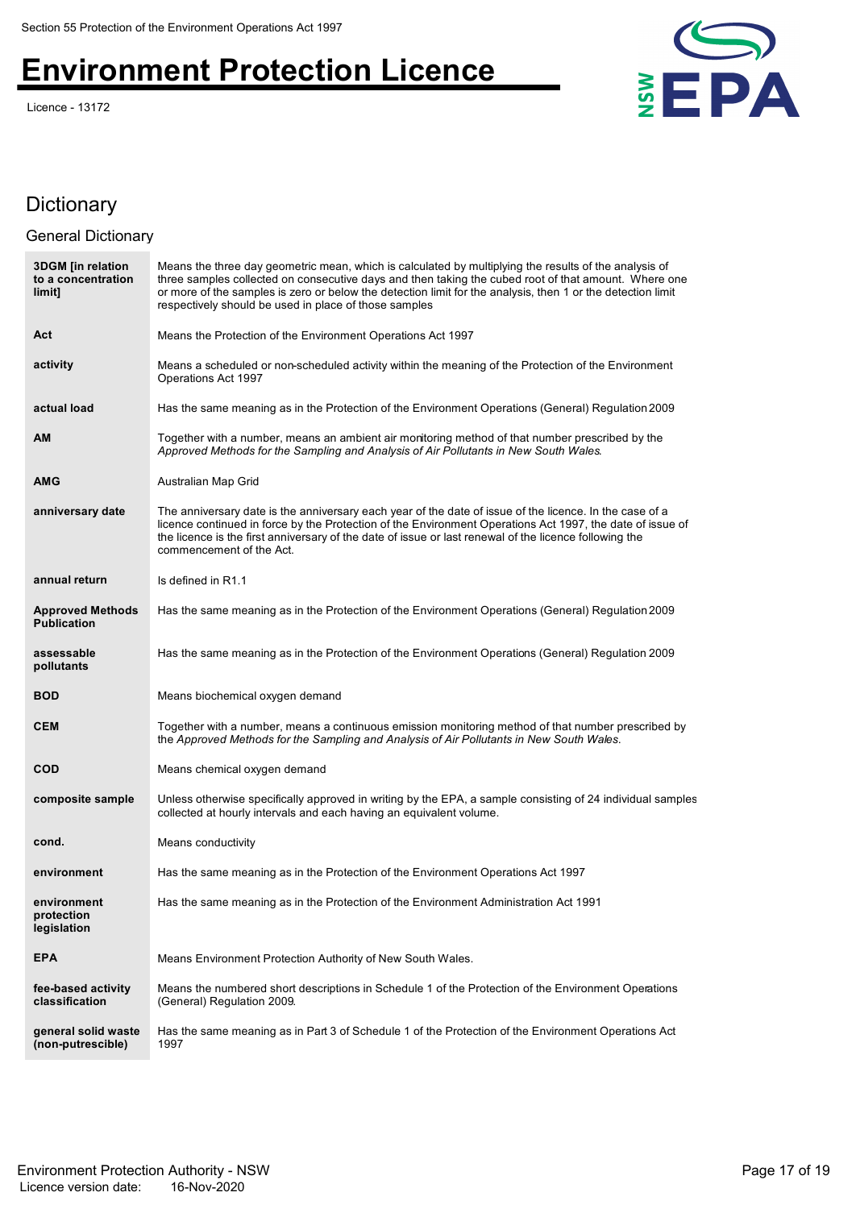# Dictionary

## General Dictionary

| | |
|---|---|
| **3DGM [in relation to a concentration limit]** | Means the three day geometric mean, which is calculated by multiplying the results of the analysis of three samples collected on consecutive days and then taking the cubed root of that amount. Where one or more of the samples is zero or below the detection limit for the analysis, then 1 or the detection limit respectively should be used in place of those samples |
| **Act** | Means the Protection of the Environment Operations Act 1997 |
| **activity** | Means a scheduled or non-scheduled activity within the meaning of the Protection of the Environment Operations Act 1997 |
| **actual load** | Has the same meaning as in the Protection of the Environment Operations (General) Regulation 2009 |
| **AM** | Together with a number, means an ambient air monitoring method of that number prescribed by the *Approved Methods for the Sampling and Analysis of Air Pollutants in New South Wales*. |
| **AMG** | Australian Map Grid |
| **anniversary date** | The anniversary date is the anniversary each year of the date of issue of the licence. In the case of a licence continued in force by the Protection of the Environment Operations Act 1997, the date of issue of the licence is the first anniversary of the date of issue or last renewal of the licence following the commencement of the Act. |
| **annual return** | Is defined in R1.1 |
| **Approved Methods Publication** | Has the same meaning as in the Protection of the Environment Operations (General) Regulation 2009 |
| **assessable pollutants** | Has the same meaning as in the Protection of the Environment Operations (General) Regulation 2009 |
| **BOD** | Means biochemical oxygen demand |
| **CEM** | Together with a number, means a continuous emission monitoring method of that number prescribed by the *Approved Methods for the Sampling and Analysis of Air Pollutants in New South Wales*. |
| **COD** | Means chemical oxygen demand |
| **composite sample** | Unless otherwise specifically approved in writing by the EPA, a sample consisting of 24 individual samples collected at hourly intervals and each having an equivalent volume. |
| **cond.** | Means conductivity |
| **environment** | Has the same meaning as in the Protection of the Environment Operations Act 1997 |
| **environment protection legislation** | Has the same meaning as in the Protection of the Environment Administration Act 1991 |
| **EPA** | Means Environment Protection Authority of New South Wales. |
| **fee-based activity classification** | Means the numbered short descriptions in Schedule 1 of the Protection of the Environment Operations (General) Regulation 2009. |
| **general solid waste (non-putrescible)** | Has the same meaning as in Part 3 of Schedule 1 of the Protection of the Environment Operations Act 1997 |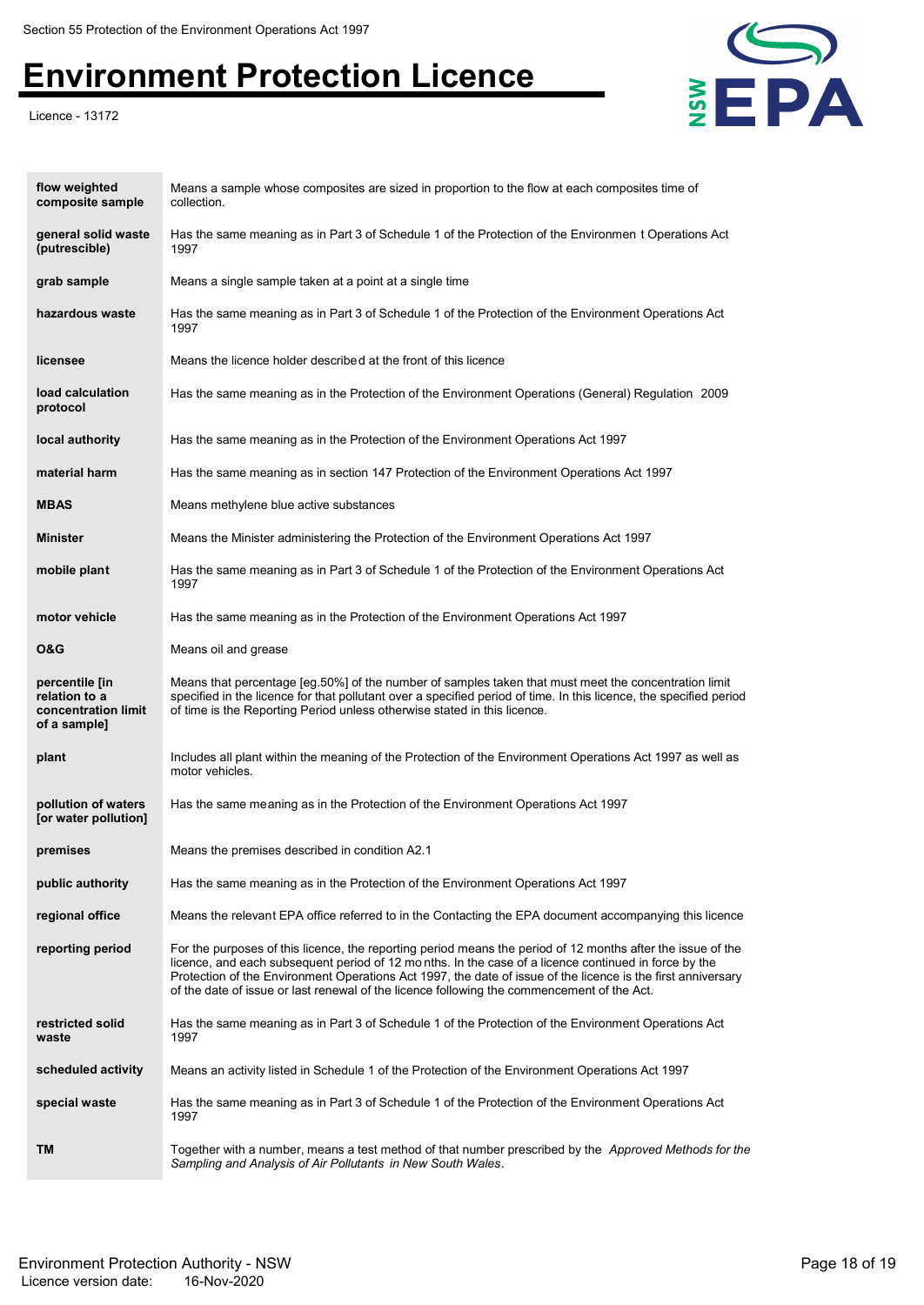| | |
|---|---|
| **flow weighted composite sample** | Means a sample whose composites are sized in proportion to the flow at each composites time of collection. |
| **general solid waste (putrescible)** | Has the same meaning as in Part 3 of Schedule 1 of the Protection of the Environmen t Operations Act 1997 |
| **grab sample** | Means a single sample taken at a point at a single time |
| **hazardous waste** | Has the same meaning as in Part 3 of Schedule 1 of the Protection of the Environment Operations Act 1997 |
| **licensee** | Means the licence holder described at the front of this licence |
| **load calculation protocol** | Has the same meaning as in the Protection of the Environment Operations (General) Regulation 2009 |
| **local authority** | Has the same meaning as in the Protection of the Environment Operations Act 1997 |
| **material harm** | Has the same meaning as in section 147 Protection of the Environment Operations Act 1997 |
| **MBAS** | Means methylene blue active substances |
| **Minister** | Means the Minister administering the Protection of the Environment Operations Act 1997 |
| **mobile plant** | Has the same meaning as in Part 3 of Schedule 1 of the Protection of the Environment Operations Act 1997 |
| **motor vehicle** | Has the same meaning as in the Protection of the Environment Operations Act 1997 |
| **O&G** | Means oil and grease |
| **percentile [in relation to a concentration limit of a sample]** | Means that percentage [eg.50%] of the number of samples taken that must meet the concentration limit specified in the licence for that pollutant over a specified period of time. In this licence, the specified period of time is the Reporting Period unless otherwise stated in this licence. |
| **plant** | Includes all plant within the meaning of the Protection of the Environment Operations Act 1997 as well as motor vehicles. |
| **pollution of waters [or water pollution]** | Has the same meaning as in the Protection of the Environment Operations Act 1997 |
| **premises** | Means the premises described in condition A2.1 |
| **public authority** | Has the same meaning as in the Protection of the Environment Operations Act 1997 |
| **regional office** | Means the relevant EPA office referred to in the Contacting the EPA document accompanying this licence |
| **reporting period** | For the purposes of this licence, the reporting period means the period of 12 months after the issue of the licence, and each subsequent period of 12 mo nths. In the case of a licence continued in force by the Protection of the Environment Operations Act 1997, the date of issue of the licence is the first anniversary of the date of issue or last renewal of the licence following the commencement of the Act. |
| **restricted solid waste** | Has the same meaning as in Part 3 of Schedule 1 of the Protection of the Environment Operations Act 1997 |
| **scheduled activity** | Means an activity listed in Schedule 1 of the Protection of the Environment Operations Act 1997 |
| **special waste** | Has the same meaning as in Part 3 of Schedule 1 of the Protection of the Environment Operations Act 1997 |
| **TM** | Together with a number, means a test method of that number prescribed by the *Approved Methods for the Sampling and Analysis of Air Pollutants in New South Wales*. |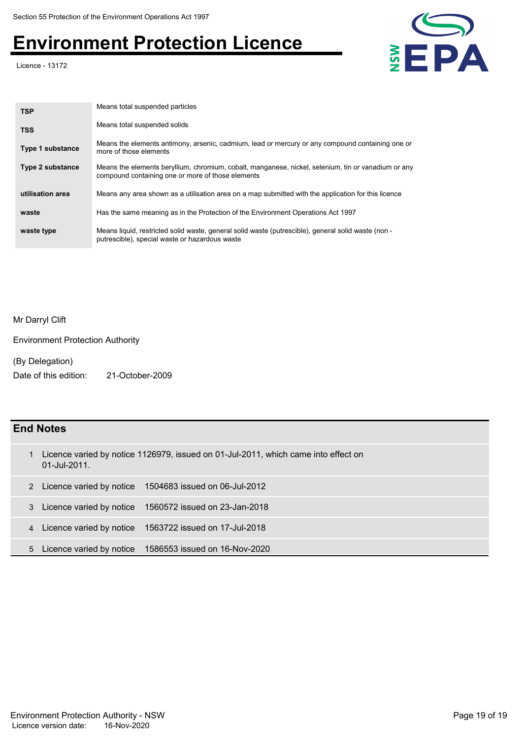| | |
|---|---|
| **TSP** | Means total suspended particles |
| **TSS** | Means total suspended solids |
| **Type 1 substance** | Means the elements antimony, arsenic, cadmium, lead or mercury or any compound containing one or more of those elements |
| **Type 2 substance** | Means the elements beryllium, chromium, cobalt, manganese, nickel, selenium, tin or vanadium or any compound containing one or more of those elements |
| **utilisation area** | Means any area shown as a utilisation area on a map submitted with the application for this licence |
| **waste** | Has the same meaning as in the Protection of the Environment Operations Act 1997 |
| **waste type** | Means liquid, restricted solid waste, general solid waste (putrescible), general solid waste (non - putrescible), special waste or hazardous waste |

Mr Darryl Clift

Environment Protection Authority

(By Delegation)

Date of this edition: 21-October-2009

## End Notes

1. Licence varied by notice 1126979, issued on 01-Jul-2011, which came into effect on 01-Jul-2011.
2. Licence varied by notice 1504683 issued on 06-Jul-2012
3. Licence varied by notice 1560572 issued on 23-Jan-2018
4. Licence varied by notice 1563722 issued on 17-Jul-2018
5. Licence varied by notice 1586553 issued on 16-Nov-2020